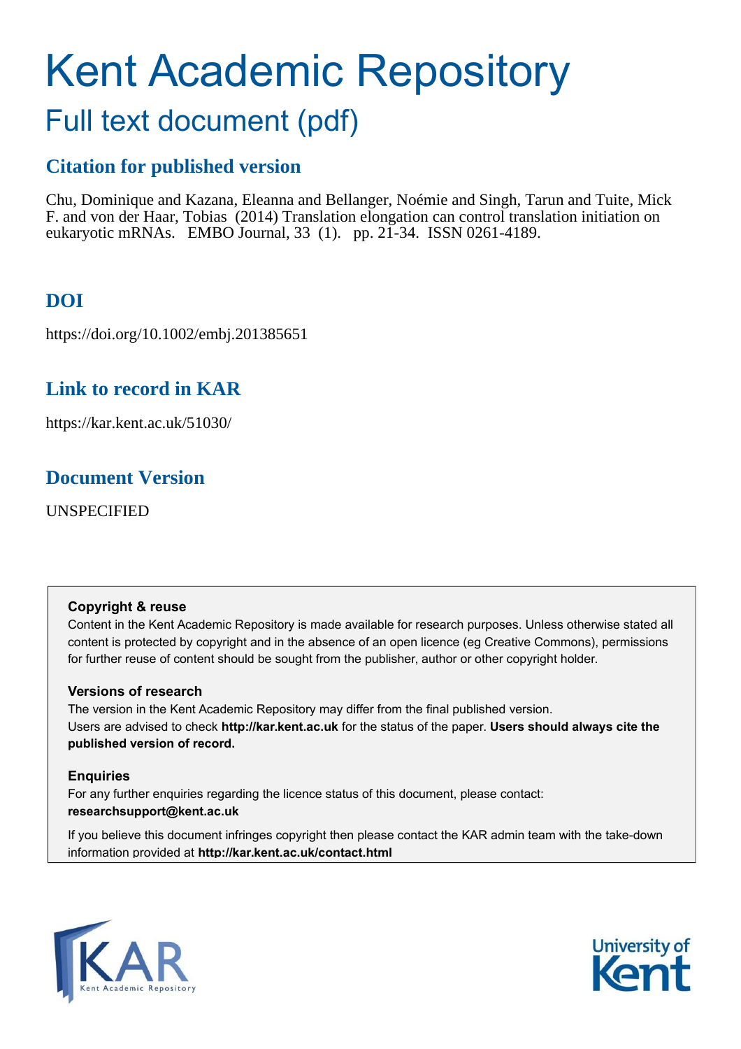# Kent Academic Repository

## Full text document (pdf)

## Citation for published version

Chu, Dominique and Kazana, Eleanna and Bellanger, Noémie and Singh, Tarun and Tuite, Mick F. and von der Haar, Tobias (2014) Translation elongation can control translation initiation on eukaryotic mRNAs. EMBO Journal, 33 (1). pp. 21-34. ISSN 0261-4189.

## DOI

https://doi.org/10.1002/embj.201385651

## Link to record in KAR

https://kar.kent.ac.uk/51030/

## Document Version

UNSPECIFIED

### Copyright & reuse

Content in the Kent Academic Repository is made available for research purposes. Unless otherwise stated all content is protected by copyright and in the absence of an open licence (eg Creative Commons), permissions for further reuse of content should be sought from the publisher, author or other copyright holder.

### Versions of research

The version in the Kent Academic Repository may differ from the final published version. Users are advised to check **http://kar.kent.ac.uk** for the status of the paper. **Users should always cite the published version of record.**

### Enquiries

For any further enquiries regarding the licence status of this document, please contact: **researchsupport@kent.ac.uk**

If you believe this document infringes copyright then please contact the KAR admin team with the take-down information provided at **http://kar.kent.ac.uk/contact.html**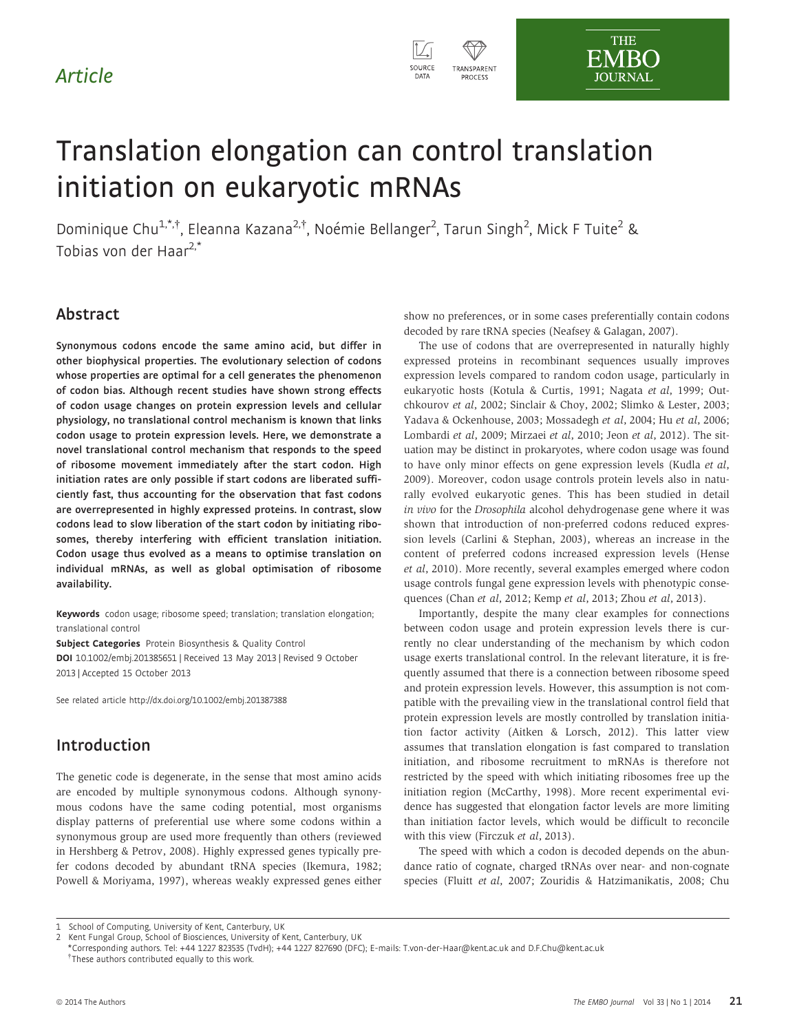# Translation elongation can control translation initiation on eukaryotic mRNAs

Dominique Chu[1,*,†], Eleanna Kazana[2,†], Noémie Bellanger[2], Tarun Singh[2], Mick F Tuite[2] & Tobias von der Haar[2,*]

## Abstract

**Synonymous codons encode the same amino acid, but differ in other biophysical properties. The evolutionary selection of codons whose properties are optimal for a cell generates the phenomenon of codon bias. Although recent studies have shown strong effects of codon usage changes on protein expression levels and cellular physiology, no translational control mechanism is known that links codon usage to protein expression levels. Here, we demonstrate a novel translational control mechanism that responds to the speed of ribosome movement immediately after the start codon. High initiation rates are only possible if start codons are liberated sufficiently fast, thus accounting for the observation that fast codons are overrepresented in highly expressed proteins. In contrast, slow codons lead to slow liberation of the start codon by initiating ribosomes, thereby interfering with efficient translation initiation. Codon usage thus evolved as a means to optimise translation on individual mRNAs, as well as global optimisation of ribosome availability.**

**Keywords** codon usage; ribosome speed; translation; translation elongation; translational control

**Subject Categories** Protein Biosynthesis & Quality Control

**DOI** 10.1002/embj.201385651 | Received 13 May 2013 | Revised 9 October 2013 | Accepted 15 October 2013

See related article http://dx.doi.org/10.1002/embj.201387388

## Introduction

The genetic code is degenerate, in the sense that most amino acids are encoded by multiple synonymous codons. Although synonymous codons have the same coding potential, most organisms display patterns of preferential use where some codons within a synonymous group are used more frequently than others (reviewed in Hershberg & Petrov, 2008). Highly expressed genes typically prefer codons decoded by abundant tRNA species (Ikemura, 1982; Powell & Moriyama, 1997), whereas weakly expressed genes either show no preferences, or in some cases preferentially contain codons decoded by rare tRNA species (Neafsey & Galagan, 2007).

The use of codons that are overrepresented in naturally highly expressed proteins in recombinant sequences usually improves expression levels compared to random codon usage, particularly in eukaryotic hosts (Kotula & Curtis, 1991; Nagata *et al*, 1999; Outchkourov *et al*, 2002; Sinclair & Choy, 2002; Slimko & Lester, 2003; Yadava & Ockenhouse, 2003; Mossadegh *et al*, 2004; Hu *et al*, 2006; Lombardi *et al*, 2009; Mirzaei *et al*, 2010; Jeon *et al*, 2012). The situation may be distinct in prokaryotes, where codon usage was found to have only minor effects on gene expression levels (Kudla *et al*, 2009). Moreover, codon usage controls protein levels also in naturally evolved eukaryotic genes. This has been studied in detail *in vivo* for the *Drosophila* alcohol dehydrogenase gene where it was shown that introduction of non-preferred codons reduced expression levels (Carlini & Stephan, 2003), whereas an increase in the content of preferred codons increased expression levels (Hense *et al*, 2010). More recently, several examples emerged where codon usage controls fungal gene expression levels with phenotypic consequences (Chan *et al*, 2012; Kemp *et al*, 2013; Zhou *et al*, 2013).

Importantly, despite the many clear examples for connections between codon usage and protein expression levels there is currently no clear understanding of the mechanism by which codon usage exerts translational control. In the relevant literature, it is frequently assumed that there is a connection between ribosome speed and protein expression levels. However, this assumption is not compatible with the prevailing view in the translational control field that protein expression levels are mostly controlled by translation initiation factor activity (Aitken & Lorsch, 2012). This latter view assumes that translation elongation is fast compared to translation initiation, and ribosome recruitment to mRNAs is therefore not restricted by the speed with which initiating ribosomes free up the initiation region (McCarthy, 1998). More recent experimental evidence has suggested that elongation factor levels are more limiting than initiation factor levels, which would be difficult to reconcile with this view (Firczuk *et al*, 2013).

The speed with which a codon is decoded depends on the abundance ratio of cognate, charged tRNAs over near- and non-cognate species (Fluitt *et al*, 2007; Zouridis & Hatzimanikatis, 2008; Chu

1 School of Computing, University of Kent, Canterbury, UK
2 Kent Fungal Group, School of Biosciences, University of Kent, Canterbury, UK
*Corresponding authors. Tel: +44 1227 823535 (TvdH); +44 1227 827690 (DFC); E-mails: T.von-der-Haar@kent.ac.uk and D.F.Chu@kent.ac.uk
†These authors contributed equally to this work.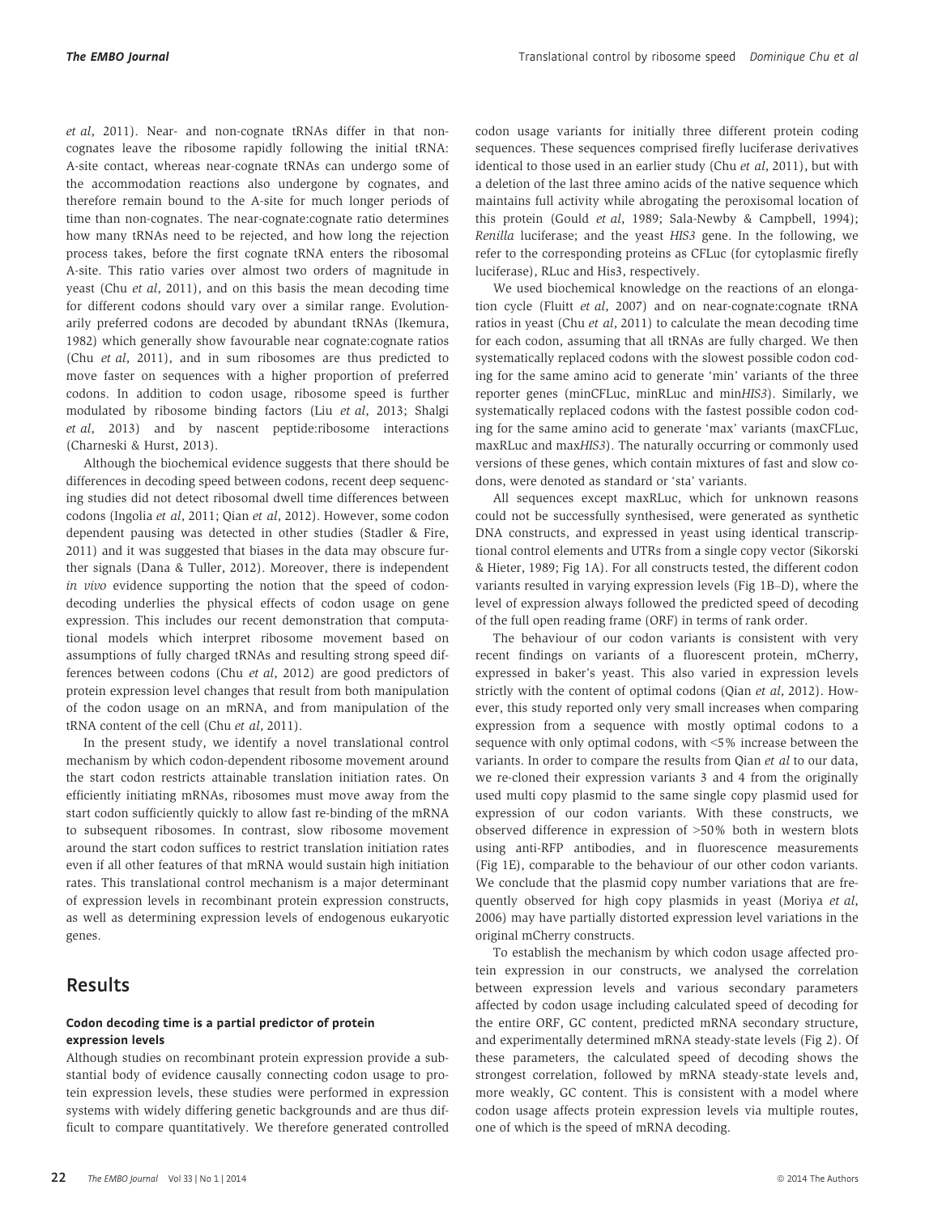*et al*, 2011). Near- and non-cognate tRNAs differ in that non-cognates leave the ribosome rapidly following the initial tRNA: A-site contact, whereas near-cognate tRNAs can undergo some of the accommodation reactions also undergone by cognates, and therefore remain bound to the A-site for much longer periods of time than non-cognates. The near-cognate:cognate ratio determines how many tRNAs need to be rejected, and how long the rejection process takes, before the first cognate tRNA enters the ribosomal A-site. This ratio varies over almost two orders of magnitude in yeast (Chu *et al*, 2011), and on this basis the mean decoding time for different codons should vary over a similar range. Evolutionarily preferred codons are decoded by abundant tRNAs (Ikemura, 1982) which generally show favourable near cognate:cognate ratios (Chu *et al*, 2011), and in sum ribosomes are thus predicted to move faster on sequences with a higher proportion of preferred codons. In addition to codon usage, ribosome speed is further modulated by ribosome binding factors (Liu *et al*, 2013; Shalgi *et al*, 2013) and by nascent peptide:ribosome interactions (Charneski & Hurst, 2013).

Although the biochemical evidence suggests that there should be differences in decoding speed between codons, recent deep sequencing studies did not detect ribosomal dwell time differences between codons (Ingolia *et al*, 2011; Qian *et al*, 2012). However, some codon dependent pausing was detected in other studies (Stadler & Fire, 2011) and it was suggested that biases in the data may obscure further signals (Dana & Tuller, 2012). Moreover, there is independent *in vivo* evidence supporting the notion that the speed of codon-decoding underlies the physical effects of codon usage on gene expression. This includes our recent demonstration that computational models which interpret ribosome movement based on assumptions of fully charged tRNAs and resulting strong speed differences between codons (Chu *et al*, 2012) are good predictors of protein expression level changes that result from both manipulation of the codon usage on an mRNA, and from manipulation of the tRNA content of the cell (Chu *et al*, 2011).

In the present study, we identify a novel translational control mechanism by which codon-dependent ribosome movement around the start codon restricts attainable translation initiation rates. On efficiently initiating mRNAs, ribosomes must move away from the start codon sufficiently quickly to allow fast re-binding of the mRNA to subsequent ribosomes. In contrast, slow ribosome movement around the start codon suffices to restrict translation initiation rates even if all other features of that mRNA would sustain high initiation rates. This translational control mechanism is a major determinant of expression levels in recombinant protein expression constructs, as well as determining expression levels of endogenous eukaryotic genes.

## Results

### Codon decoding time is a partial predictor of protein expression levels

Although studies on recombinant protein expression provide a substantial body of evidence causally connecting codon usage to protein expression levels, these studies were performed in expression systems with widely differing genetic backgrounds and are thus difficult to compare quantitatively. We therefore generated controlled codon usage variants for initially three different protein coding sequences. These sequences comprised firefly luciferase derivatives identical to those used in an earlier study (Chu *et al*, 2011), but with a deletion of the last three amino acids of the native sequence which maintains full activity while abrogating the peroxisomal location of this protein (Gould *et al*, 1989; Sala-Newby & Campbell, 1994); *Renilla* luciferase; and the yeast *HIS3* gene. In the following, we refer to the corresponding proteins as CFLuc (for cytoplasmic firefly luciferase), RLuc and His3, respectively.

We used biochemical knowledge on the reactions of an elongation cycle (Fluitt *et al*, 2007) and on near-cognate:cognate tRNA ratios in yeast (Chu *et al*, 2011) to calculate the mean decoding time for each codon, assuming that all tRNAs are fully charged. We then systematically replaced codons with the slowest possible codon coding for the same amino acid to generate 'min' variants of the three reporter genes (minCFLuc, minRLuc and min*HIS3*). Similarly, we systematically replaced codons with the fastest possible codon coding for the same amino acid to generate 'max' variants (maxCFLuc, maxRLuc and max*HIS3*). The naturally occurring or commonly used versions of these genes, which contain mixtures of fast and slow codons, were denoted as standard or 'sta' variants.

All sequences except maxRLuc, which for unknown reasons could not be successfully synthesised, were generated as synthetic DNA constructs, and expressed in yeast using identical transcriptional control elements and UTRs from a single copy vector (Sikorski & Hieter, 1989; Fig 1A). For all constructs tested, the different codon variants resulted in varying expression levels (Fig 1B–D), where the level of expression always followed the predicted speed of decoding of the full open reading frame (ORF) in terms of rank order.

The behaviour of our codon variants is consistent with very recent findings on variants of a fluorescent protein, mCherry, expressed in baker's yeast. This also varied in expression levels strictly with the content of optimal codons (Qian *et al*, 2012). However, this study reported only very small increases when comparing expression from a sequence with mostly optimal codons to a sequence with only optimal codons, with <5% increase between the variants. In order to compare the results from Qian *et al* to our data, we re-cloned their expression variants 3 and 4 from the originally used multi copy plasmid to the same single copy plasmid used for expression of our codon variants. With these constructs, we observed difference in expression of >50% both in western blots using anti-RFP antibodies, and in fluorescence measurements (Fig 1E), comparable to the behaviour of our other codon variants. We conclude that the plasmid copy number variations that are frequently observed for high copy plasmids in yeast (Moriya *et al*, 2006) may have partially distorted expression level variations in the original mCherry constructs.

To establish the mechanism by which codon usage affected protein expression in our constructs, we analysed the correlation between expression levels and various secondary parameters affected by codon usage including calculated speed of decoding for the entire ORF, GC content, predicted mRNA secondary structure, and experimentally determined mRNA steady-state levels (Fig 2). Of these parameters, the calculated speed of decoding shows the strongest correlation, followed by mRNA steady-state levels and, more weakly, GC content. This is consistent with a model where codon usage affects protein expression levels via multiple routes, one of which is the speed of mRNA decoding.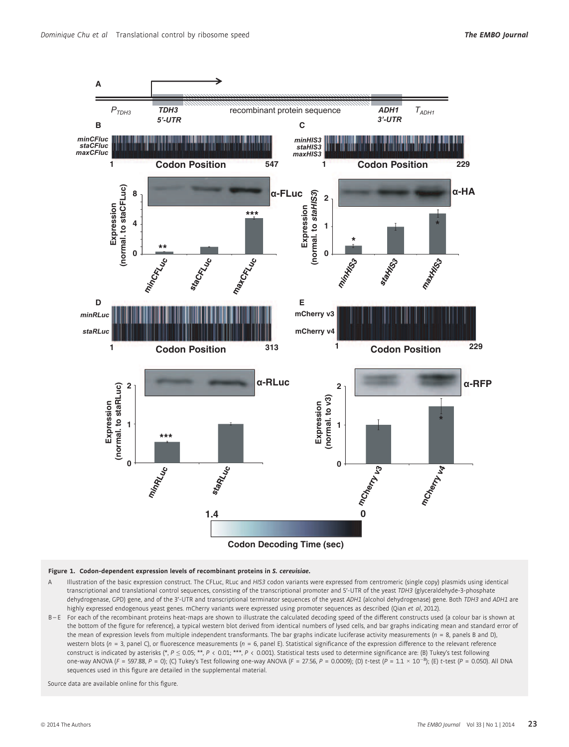**Figure 1. Codon-dependent expression levels of recombinant proteins in *S. cerevisiae*.**

A Illustration of the basic expression construct. The CFLuc, RLuc and *HIS3* codon variants were expressed from centromeric (single copy) plasmids using identical transcriptional and translational control sequences, consisting of the transcriptional promoter and 5′-UTR of the yeast *TDH3* (glyceraldehyde-3-phosphate dehydrogenase, GPD) gene, and of the 3′-UTR and transcriptional terminator sequences of the yeast *ADH1* (alcohol dehydrogenase) gene. Both *TDH3* and *ADH1* are highly expressed endogenous yeast genes. mCherry variants were expressed using promoter sequences as described (Qian *et al*, 2012).

B–E For each of the recombinant proteins heat-maps are shown to illustrate the calculated decoding speed of the different constructs used (a colour bar is shown at the bottom of the figure for reference), a typical western blot derived from identical numbers of lysed cells, and bar graphs indicating mean and standard error of the mean of expression levels from multiple independent transformants. The bar graphs indicate luciferase activity measurements ($n = 8$, panels B and D), western blots ($n = 3$, panel C), or fluorescence measurements ($n = 6$, panel E). Statistical significance of the expression difference to the relevant reference construct is indicated by asterisks (*, $P \leq 0.05$; **, $P < 0.01$; ***, $P < 0.001$). Statistical tests used to determine significance are: (B) Tukey's test following one-way ANOVA ($F = 597.88$, $P = 0$); (C) Tukey's Test following one-way ANOVA ($F = 27.56$, $P = 0.0009$); (D) *t*-test ($P = 1.1 \times 10^{-8}$); (E) *t*-test ($P = 0.050$). All DNA sequences used in this figure are detailed in the supplemental material.

Source data are available online for this figure.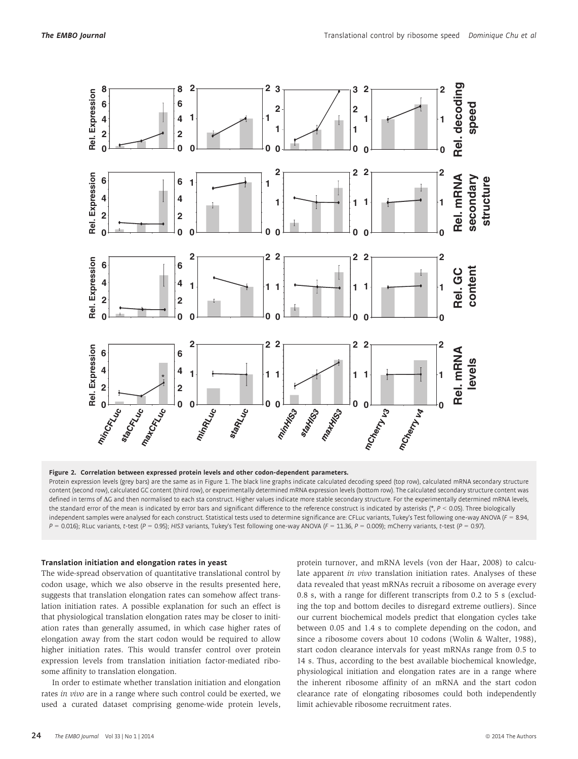**Figure 2. Correlation between expressed protein levels and other codon-dependent parameters.**

Protein expression levels (grey bars) are the same as in Figure 1. The black line graphs indicate calculated decoding speed (top row), calculated mRNA secondary structure content (second row), calculated GC content (third row), or experimentally determined mRNA expression levels (bottom row). The calculated secondary structure content was defined in terms of ΔG and then normalised to each sta construct. Higher values indicate more stable secondary structure. For the experimentally determined mRNA levels, the standard error of the mean is indicated by error bars and significant difference to the reference construct is indicated by asterisks (*, $P < 0.05$). Three biologically independent samples were analysed for each construct. Statistical tests used to determine significance are: CFLuc variants, Tukey's Test following one-way ANOVA ($F = 8.94$, $P = 0.016$); RLuc variants, $t$-test ($P = 0.95$); *HIS3* variants, Tukey's Test following one-way ANOVA ($F = 11.36$, $P = 0.009$); mCherry variants, $t$-test ($P = 0.97$).

### Translation initiation and elongation rates in yeast

The wide-spread observation of quantitative translational control by codon usage, which we also observe in the results presented here, suggests that translation elongation rates can somehow affect translation initiation rates. A possible explanation for such an effect is that physiological translation elongation rates may be closer to initiation rates than generally assumed, in which case higher rates of elongation away from the start codon would be required to allow higher initiation rates. This would transfer control over protein expression levels from translation initiation factor-mediated ribosome affinity to translation elongation.

In order to estimate whether translation initiation and elongation rates *in vivo* are in a range where such control could be exerted, we used a curated dataset comprising genome-wide protein levels, protein turnover, and mRNA levels (von der Haar, 2008) to calculate apparent *in vivo* translation initiation rates. Analyses of these data revealed that yeast mRNAs recruit a ribosome on average every 0.8 s, with a range for different transcripts from 0.2 to 5 s (excluding the top and bottom deciles to disregard extreme outliers). Since our current biochemical models predict that elongation cycles take between 0.05 and 1.4 s to complete depending on the codon, and since a ribosome covers about 10 codons (Wolin & Walter, 1988), start codon clearance intervals for yeast mRNAs range from 0.5 to 14 s. Thus, according to the best available biochemical knowledge, physiological initiation and elongation rates are in a range where the inherent ribosome affinity of an mRNA and the start codon clearance rate of elongating ribosomes could both independently limit achievable ribosome recruitment rates.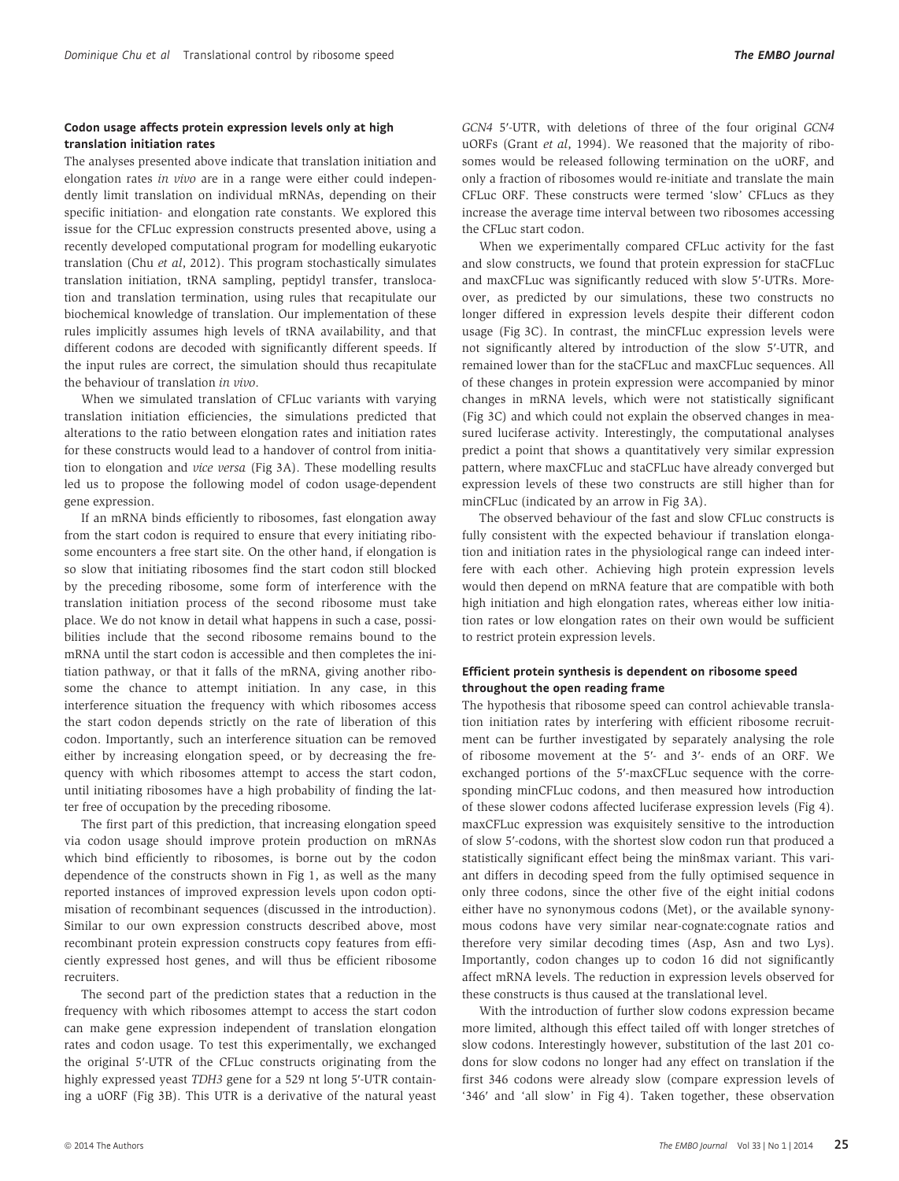### Codon usage affects protein expression levels only at high translation initiation rates

The analyses presented above indicate that translation initiation and elongation rates *in vivo* are in a range were either could independently limit translation on individual mRNAs, depending on their specific initiation- and elongation rate constants. We explored this issue for the CFLuc expression constructs presented above, using a recently developed computational program for modelling eukaryotic translation (Chu *et al*, 2012). This program stochastically simulates translation initiation, tRNA sampling, peptidyl transfer, translocation and translation termination, using rules that recapitulate our biochemical knowledge of translation. Our implementation of these rules implicitly assumes high levels of tRNA availability, and that different codons are decoded with significantly different speeds. If the input rules are correct, the simulation should thus recapitulate the behaviour of translation *in vivo*.

When we simulated translation of CFLuc variants with varying translation initiation efficiencies, the simulations predicted that alterations to the ratio between elongation rates and initiation rates for these constructs would lead to a handover of control from initiation to elongation and *vice versa* (Fig 3A). These modelling results led us to propose the following model of codon usage-dependent gene expression.

If an mRNA binds efficiently to ribosomes, fast elongation away from the start codon is required to ensure that every initiating ribosome encounters a free start site. On the other hand, if elongation is so slow that initiating ribosomes find the start codon still blocked by the preceding ribosome, some form of interference with the translation initiation process of the second ribosome must take place. We do not know in detail what happens in such a case, possibilities include that the second ribosome remains bound to the mRNA until the start codon is accessible and then completes the initiation pathway, or that it falls of the mRNA, giving another ribosome the chance to attempt initiation. In any case, in this interference situation the frequency with which ribosomes access the start codon depends strictly on the rate of liberation of this codon. Importantly, such an interference situation can be removed either by increasing elongation speed, or by decreasing the frequency with which ribosomes attempt to access the start codon, until initiating ribosomes have a high probability of finding the latter free of occupation by the preceding ribosome.

The first part of this prediction, that increasing elongation speed via codon usage should improve protein production on mRNAs which bind efficiently to ribosomes, is borne out by the codon dependence of the constructs shown in Fig 1, as well as the many reported instances of improved expression levels upon codon optimisation of recombinant sequences (discussed in the introduction). Similar to our own expression constructs described above, most recombinant protein expression constructs copy features from efficiently expressed host genes, and will thus be efficient ribosome recruiters.

The second part of the prediction states that a reduction in the frequency with which ribosomes attempt to access the start codon can make gene expression independent of translation elongation rates and codon usage. To test this experimentally, we exchanged the original 5′-UTR of the CFLuc constructs originating from the highly expressed yeast *TDH3* gene for a 529 nt long 5′-UTR containing a uORF (Fig 3B). This UTR is a derivative of the natural yeast *GCN4* 5′-UTR, with deletions of three of the four original *GCN4* uORFs (Grant *et al*, 1994). We reasoned that the majority of ribosomes would be released following termination on the uORF, and only a fraction of ribosomes would re-initiate and translate the main CFLuc ORF. These constructs were termed 'slow' CFLucs as they increase the average time interval between two ribosomes accessing the CFLuc start codon.

When we experimentally compared CFLuc activity for the fast and slow constructs, we found that protein expression for staCFLuc and maxCFLuc was significantly reduced with slow 5′-UTRs. Moreover, as predicted by our simulations, these two constructs no longer differed in expression levels despite their different codon usage (Fig 3C). In contrast, the minCFLuc expression levels were not significantly altered by introduction of the slow 5′-UTR, and remained lower than for the staCFLuc and maxCFLuc sequences. All of these changes in protein expression were accompanied by minor changes in mRNA levels, which were not statistically significant (Fig 3C) and which could not explain the observed changes in measured luciferase activity. Interestingly, the computational analyses predict a point that shows a quantitatively very similar expression pattern, where maxCFLuc and staCFLuc have already converged but expression levels of these two constructs are still higher than for minCFLuc (indicated by an arrow in Fig 3A).

The observed behaviour of the fast and slow CFLuc constructs is fully consistent with the expected behaviour if translation elongation and initiation rates in the physiological range can indeed interfere with each other. Achieving high protein expression levels would then depend on mRNA feature that are compatible with both high initiation and high elongation rates, whereas either low initiation rates or low elongation rates on their own would be sufficient to restrict protein expression levels.

### Efficient protein synthesis is dependent on ribosome speed throughout the open reading frame

The hypothesis that ribosome speed can control achievable translation initiation rates by interfering with efficient ribosome recruitment can be further investigated by separately analysing the role of ribosome movement at the 5′- and 3′- ends of an ORF. We exchanged portions of the 5′-maxCFLuc sequence with the corresponding minCFLuc codons, and then measured how introduction of these slower codons affected luciferase expression levels (Fig 4). maxCFLuc expression was exquisitely sensitive to the introduction of slow 5′-codons, with the shortest slow codon run that produced a statistically significant effect being the min8max variant. This variant differs in decoding speed from the fully optimised sequence in only three codons, since the other five of the eight initial codons either have no synonymous codons (Met), or the available synonymous codons have very similar near-cognate:cognate ratios and therefore very similar decoding times (Asp, Asn and two Lys). Importantly, codon changes up to codon 16 did not significantly affect mRNA levels. The reduction in expression levels observed for these constructs is thus caused at the translational level.

With the introduction of further slow codons expression became more limited, although this effect tailed off with longer stretches of slow codons. Interestingly however, substitution of the last 201 codons for slow codons no longer had any effect on translation if the first 346 codons were already slow (compare expression levels of '346' and 'all slow' in Fig 4). Taken together, these observation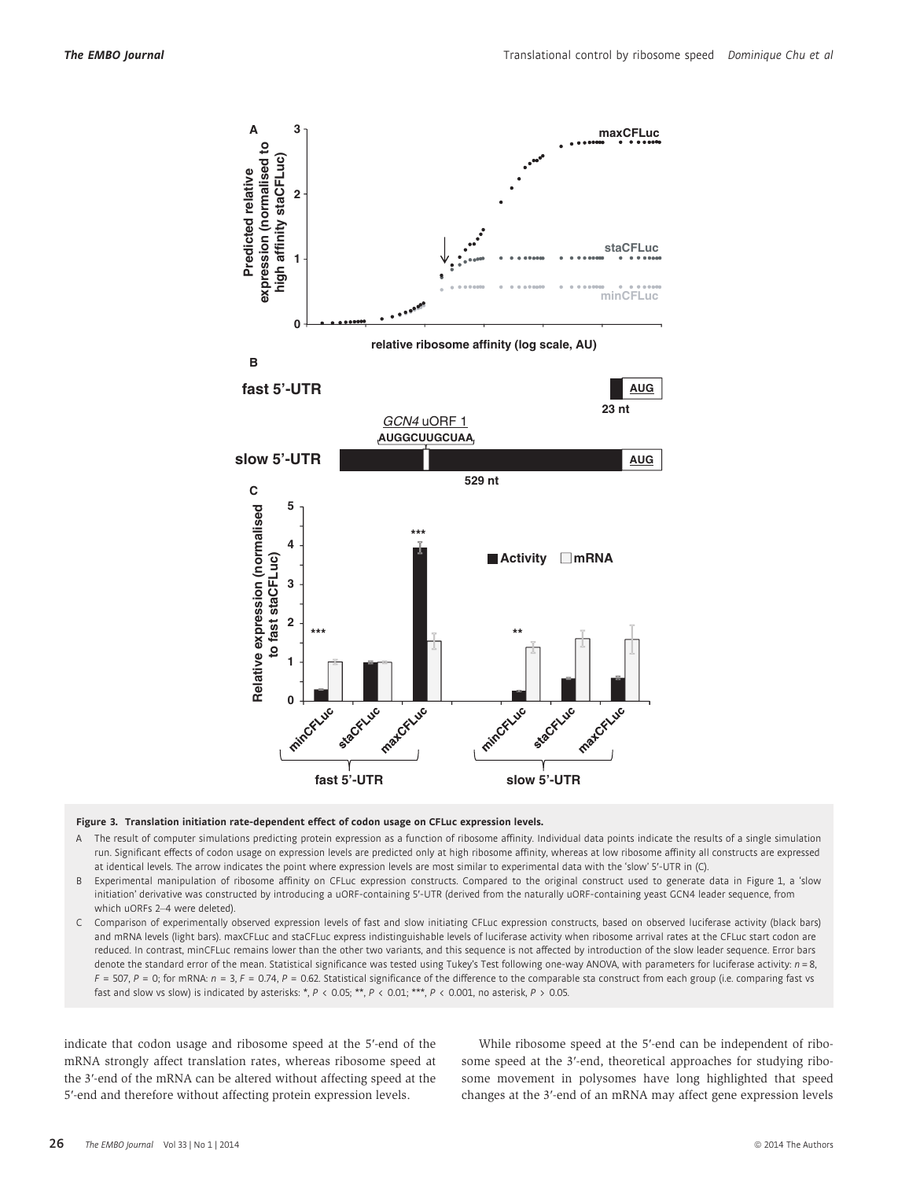**Figure 3. Translation initiation rate-dependent effect of codon usage on CFLuc expression levels.**

A The result of computer simulations predicting protein expression as a function of ribosome affinity. Individual data points indicate the results of a single simulation run. Significant effects of codon usage on expression levels are predicted only at high ribosome affinity, whereas at low ribosome affinity all constructs are expressed at identical levels. The arrow indicates the point where expression levels are most similar to experimental data with the 'slow' 5′-UTR in (C).

B Experimental manipulation of ribosome affinity on CFLuc expression constructs. Compared to the original construct used to generate data in Figure 1, a 'slow initiation' derivative was constructed by introducing a uORF-containing 5′-UTR (derived from the naturally uORF-containing yeast GCN4 leader sequence, from which uORFs 2–4 were deleted).

C Comparison of experimentally observed expression levels of fast and slow initiating CFLuc expression constructs, based on observed luciferase activity (black bars) and mRNA levels (light bars). maxCFLuc and staCFLuc express indistinguishable levels of luciferase activity when ribosome arrival rates at the CFLuc start codon are reduced. In contrast, minCFLuc remains lower than the other two variants, and this sequence is not affected by introduction of the slow leader sequence. Error bars denote the standard error of the mean. Statistical significance was tested using Tukey's Test following one-way ANOVA, with parameters for luciferase activity: $n = 8$, $F = 507$, $P = 0$; for mRNA: $n = 3$, $F = 0.74$, $P = 0.62$. Statistical significance of the difference to the comparable sta construct from each group (i.e. comparing fast vs fast and slow vs slow) is indicated by asterisks: *, $P < 0.05$; **, $P < 0.01$; ***, $P < 0.001$, no asterisk, $P > 0.05$.

indicate that codon usage and ribosome speed at the 5′-end of the mRNA strongly affect translation rates, whereas ribosome speed at the 3′-end of the mRNA can be altered without affecting speed at the 5′-end and therefore without affecting protein expression levels.

While ribosome speed at the 5′-end can be independent of ribosome speed at the 3′-end, theoretical approaches for studying ribosome movement in polysomes have long highlighted that speed changes at the 3′-end of an mRNA may affect gene expression levels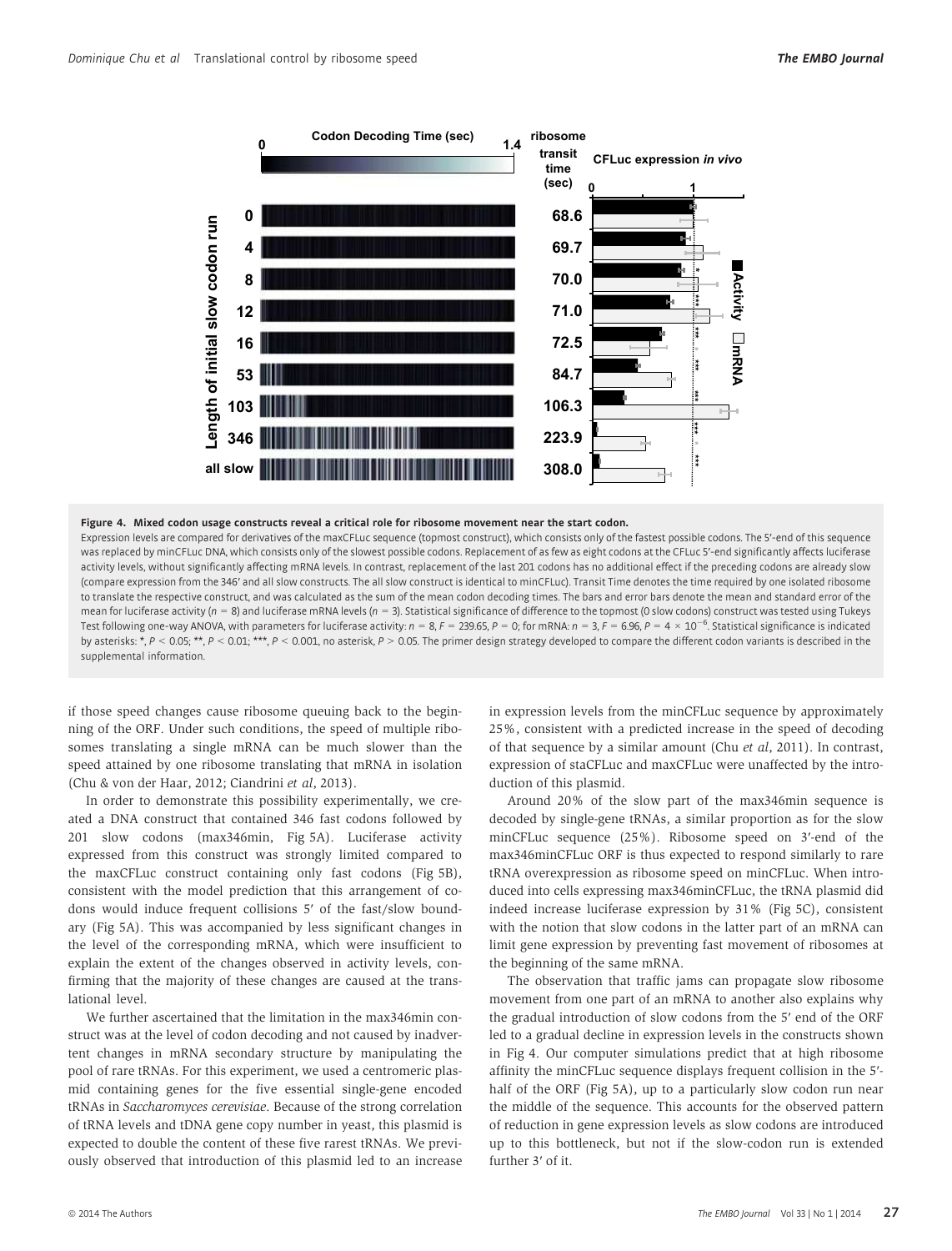**Figure 4. Mixed codon usage constructs reveal a critical role for ribosome movement near the start codon.**

Expression levels are compared for derivatives of the maxCFLuc sequence (topmost construct), which consists only of the fastest possible codons. The 5′-end of this sequence was replaced by minCFLuc DNA, which consists only of the slowest possible codons. Replacement of as few as eight codons at the CFLuc 5′-end significantly affects luciferase activity levels, without significantly affecting mRNA levels. In contrast, replacement of the last 201 codons has no additional effect if the preceding codons are already slow (compare expression from the 346′ and all slow constructs. The all slow construct is identical to minCFLuc). Transit Time denotes the time required by one isolated ribosome to translate the respective construct, and was calculated as the sum of the mean codon decoding times. The bars and error bars denote the mean and standard error of the mean for luciferase activity ($n = 8$) and luciferase mRNA levels ($n = 3$). Statistical significance of difference to the topmost (0 slow codons) construct was tested using Tukeys Test following one-way ANOVA, with parameters for luciferase activity: $n = 8$, $F = 239.65$, $P = 0$; for mRNA: $n = 3$, $F = 6.96$, $P = 4 \times 10^{-6}$. Statistical significance is indicated by asterisks: *, $P < 0.05$; **, $P < 0.01$; ***, $P < 0.001$, no asterisk, $P > 0.05$. The primer design strategy developed to compare the different codon variants is described in the supplemental information.

if those speed changes cause ribosome queuing back to the beginning of the ORF. Under such conditions, the speed of multiple ribosomes translating a single mRNA can be much slower than the speed attained by one ribosome translating that mRNA in isolation (Chu & von der Haar, 2012; Ciandrini *et al*, 2013).

In order to demonstrate this possibility experimentally, we created a DNA construct that contained 346 fast codons followed by 201 slow codons (max346min, Fig 5A). Luciferase activity expressed from this construct was strongly limited compared to the maxCFLuc construct containing only fast codons (Fig 5B), consistent with the model prediction that this arrangement of codons would induce frequent collisions 5′ of the fast/slow boundary (Fig 5A). This was accompanied by less significant changes in the level of the corresponding mRNA, which were insufficient to explain the extent of the changes observed in activity levels, confirming that the majority of these changes are caused at the translational level.

We further ascertained that the limitation in the max346min construct was at the level of codon decoding and not caused by inadvertent changes in mRNA secondary structure by manipulating the pool of rare tRNAs. For this experiment, we used a centromeric plasmid containing genes for the five essential single-gene encoded tRNAs in *Saccharomyces cerevisiae*. Because of the strong correlation of tRNA levels and tDNA gene copy number in yeast, this plasmid is expected to double the content of these five rarest tRNAs. We previously observed that introduction of this plasmid led to an increase in expression levels from the minCFLuc sequence by approximately 25%, consistent with a predicted increase in the speed of decoding of that sequence by a similar amount (Chu *et al*, 2011). In contrast, expression of staCFLuc and maxCFLuc were unaffected by the introduction of this plasmid.

Around 20% of the slow part of the max346min sequence is decoded by single-gene tRNAs, a similar proportion as for the slow minCFLuc sequence (25%). Ribosome speed on 3′-end of the max346minCFLuc ORF is thus expected to respond similarly to rare tRNA overexpression as ribosome speed on minCFLuc. When introduced into cells expressing max346minCFLuc, the tRNA plasmid did indeed increase luciferase expression by 31% (Fig 5C), consistent with the notion that slow codons in the latter part of an mRNA can limit gene expression by preventing fast movement of ribosomes at the beginning of the same mRNA.

The observation that traffic jams can propagate slow ribosome movement from one part of an mRNA to another also explains why the gradual introduction of slow codons from the 5′ end of the ORF led to a gradual decline in expression levels in the constructs shown in Fig 4. Our computer simulations predict that at high ribosome affinity the minCFLuc sequence displays frequent collision in the 5′-half of the ORF (Fig 5A), up to a particularly slow codon run near the middle of the sequence. This accounts for the observed pattern of reduction in gene expression levels as slow codons are introduced up to this bottleneck, but not if the slow-codon run is extended further 3′ of it.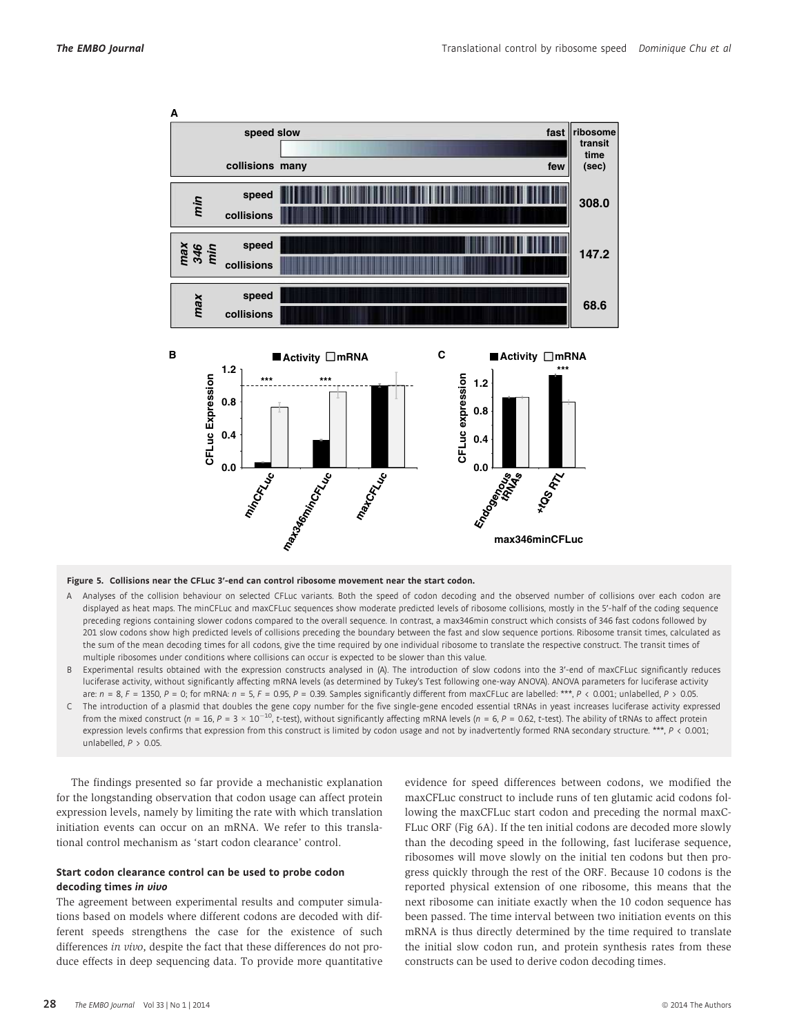**Figure 5. Collisions near the CFLuc 3′-end can control ribosome movement near the start codon.**

A Analyses of the collision behaviour on selected CFLuc variants. Both the speed of codon decoding and the observed number of collisions over each codon are displayed as heat maps. The minCFLuc and maxCFLuc sequences show moderate predicted levels of ribosome collisions, mostly in the 5′-half of the coding sequence preceding regions containing slower codons compared to the overall sequence. In contrast, a max346min construct which consists of 346 fast codons followed by 201 slow codons show high predicted levels of collisions preceding the boundary between the fast and slow sequence portions. Ribosome transit times, calculated as the sum of the mean decoding times for all codons, give the time required by one individual ribosome to translate the respective construct. The transit times of multiple ribosomes under conditions where collisions can occur is expected to be slower than this value.

B Experimental results obtained with the expression constructs analysed in (A). The introduction of slow codons into the 3′-end of maxCFLuc significantly reduces luciferase activity, without significantly affecting mRNA levels (as determined by Tukey's Test following one-way ANOVA). ANOVA parameters for luciferase activity are: $n = 8$, $F = 1350$, $P = 0$; for mRNA: $n = 5$, $F = 0.95$, $P = 0.39$. Samples significantly different from maxCFLuc are labelled: ***, $P < 0.001$; unlabelled, $P > 0.05$.

C The introduction of a plasmid that doubles the gene copy number for the five single-gene encoded essential tRNAs in yeast increases luciferase activity expressed from the mixed construct ($n = 16$, $P = 3 \times 10^{-10}$, t-test), without significantly affecting mRNA levels ($n = 6$, $P = 0.62$, t-test). The ability of tRNAs to affect protein expression levels confirms that expression from this construct is limited by codon usage and not by inadvertently formed RNA secondary structure. ***, $P < 0.001$; unlabelled, $P > 0.05$.

The findings presented so far provide a mechanistic explanation for the longstanding observation that codon usage can affect protein expression levels, namely by limiting the rate with which translation initiation events can occur on an mRNA. We refer to this translational control mechanism as 'start codon clearance' control.

### Start codon clearance control can be used to probe codon decoding times *in vivo*

The agreement between experimental results and computer simulations based on models where different codons are decoded with different speeds strengthens the case for the existence of such differences *in vivo*, despite the fact that these differences do not produce effects in deep sequencing data. To provide more quantitative evidence for speed differences between codons, we modified the maxCFLuc construct to include runs of ten glutamic acid codons following the maxCFLuc start codon and preceding the normal maxCFLuc ORF (Fig 6A). If the ten initial codons are decoded more slowly than the decoding speed in the following, fast luciferase sequence, ribosomes will move slowly on the initial ten codons but then progress quickly through the rest of the ORF. Because 10 codons is the reported physical extension of one ribosome, this means that the next ribosome can initiate exactly when the 10 codon sequence has been passed. The time interval between two initiation events on this mRNA is thus directly determined by the time required to translate the initial slow codon run, and protein synthesis rates from these constructs can be used to derive codon decoding times.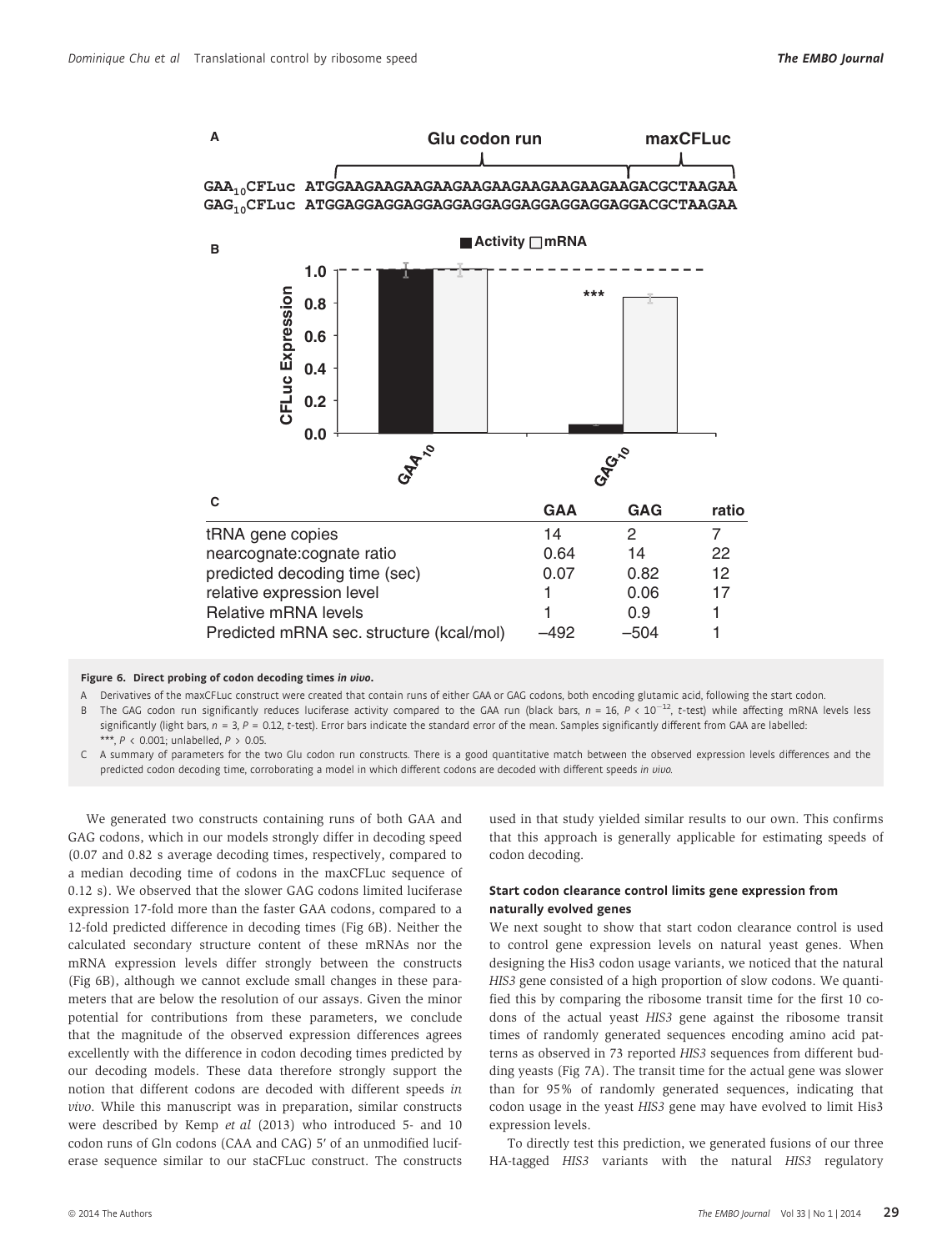A

Glu codon run maxCFLuc

```
GAA10CFLuc ATGGAAGAAGAAGAAGAAGAAGAAGAAGAAGAAGACGCTAAGAA
GAG10CFLuc ATGGAGGAGGAGGAGGAGGAGGAGGAGGAGGAGGACGCTAAGAA
```

B

C

|  | GAA | GAG | ratio |
|---|---|---|---|
| tRNA gene copies | 14 | 2 | 7 |
| nearcognate:cognate ratio | 0.64 | 14 | 22 |
| predicted decoding time (sec) | 0.07 | 0.82 | 12 |
| relative expression level | 1 | 0.06 | 17 |
| Relative mRNA levels | 1 | 0.9 | 1 |
| Predicted mRNA sec. structure (kcal/mol) | –492 | –504 | 1 |

**Figure 6. Direct probing of codon decoding times *in vivo*.**

A Derivatives of the maxCFLuc construct were created that contain runs of either GAA or GAG codons, both encoding glutamic acid, following the start codon.

B The GAG codon run significantly reduces luciferase activity compared to the GAA run (black bars, $n = 16$, $P < 10^{-12}$, $t$-test) while affecting mRNA levels less significantly (light bars, $n = 3$, $P = 0.12$, $t$-test). Error bars indicate the standard error of the mean. Samples significantly different from GAA are labelled: ***, $P < 0.001$; unlabelled, $P > 0.05$.

C A summary of parameters for the two Glu codon run constructs. There is a good quantitative match between the observed expression levels differences and the predicted codon decoding time, corroborating a model in which different codons are decoded with different speeds *in vivo*.

We generated two constructs containing runs of both GAA and GAG codons, which in our models strongly differ in decoding speed (0.07 and 0.82 s average decoding times, respectively, compared to a median decoding time of codons in the maxCFLuc sequence of 0.12 s). We observed that the slower GAG codons limited luciferase expression 17-fold more than the faster GAA codons, compared to a 12-fold predicted difference in decoding times (Fig 6B). Neither the calculated secondary structure content of these mRNAs nor the mRNA expression levels differ strongly between the constructs (Fig 6B), although we cannot exclude small changes in these parameters that are below the resolution of our assays. Given the minor potential for contributions from these parameters, we conclude that the magnitude of the observed expression differences agrees excellently with the difference in codon decoding times predicted by our decoding models. These data therefore strongly support the notion that different codons are decoded with different speeds *in vivo*. While this manuscript was in preparation, similar constructs were described by Kemp *et al* (2013) who introduced 5- and 10 codon runs of Gln codons (CAA and CAG) 5′ of an unmodified luciferase sequence similar to our staCFLuc construct. The constructs used in that study yielded similar results to our own. This confirms that this approach is generally applicable for estimating speeds of codon decoding.

### Start codon clearance control limits gene expression from naturally evolved genes

We next sought to show that start codon clearance control is used to control gene expression levels on natural yeast genes. When designing the His3 codon usage variants, we noticed that the natural *HIS3* gene consisted of a high proportion of slow codons. We quantified this by comparing the ribosome transit time for the first 10 codons of the actual yeast *HIS3* gene against the ribosome transit times of randomly generated sequences encoding amino acid patterns as observed in 73 reported *HIS3* sequences from different budding yeasts (Fig 7A). The transit time for the actual gene was slower than for 95% of randomly generated sequences, indicating that codon usage in the yeast *HIS3* gene may have evolved to limit His3 expression levels.

To directly test this prediction, we generated fusions of our three HA-tagged *HIS3* variants with the natural *HIS3* regulatory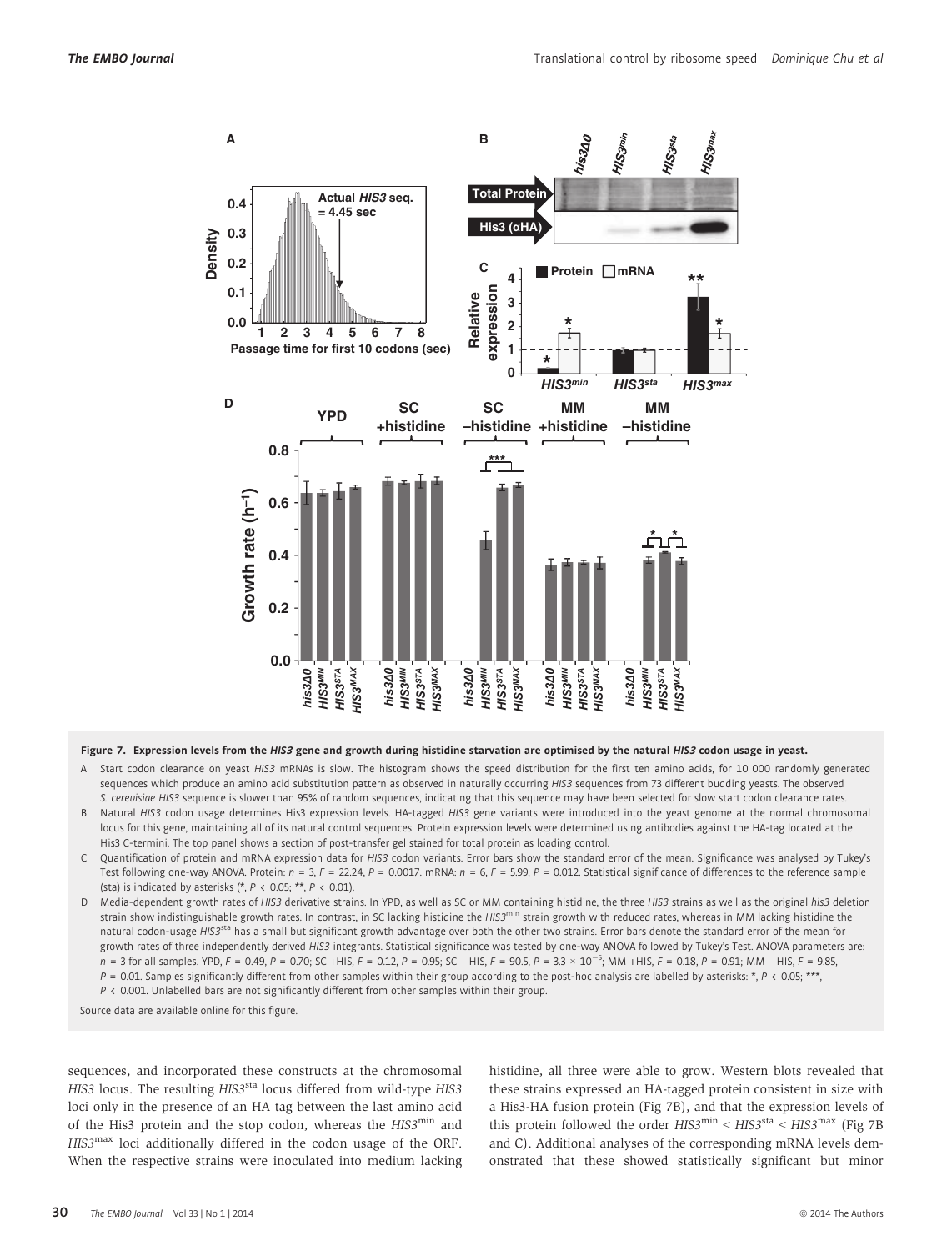**Figure 7. Expression levels from the *HIS3* gene and growth during histidine starvation are optimised by the natural *HIS3* codon usage in yeast.**

A Start codon clearance on yeast *HIS3* mRNAs is slow. The histogram shows the speed distribution for the first ten amino acids, for 10 000 randomly generated sequences which produce an amino acid substitution pattern as observed in naturally occurring *HIS3* sequences from 73 different budding yeasts. The observed *S. cerevisiae HIS3* sequence is slower than 95% of random sequences, indicating that this sequence may have been selected for slow start codon clearance rates.

B Natural *HIS3* codon usage determines His3 expression levels. HA-tagged *HIS3* gene variants were introduced into the yeast genome at the normal chromosomal locus for this gene, maintaining all of its natural control sequences. Protein expression levels were determined using antibodies against the HA-tag located at the His3 C-termini. The top panel shows a section of post-transfer gel stained for total protein as loading control.

C Quantification of protein and mRNA expression data for *HIS3* codon variants. Error bars show the standard error of the mean. Significance was analysed by Tukey's Test following one-way ANOVA. Protein: $n = 3$, $F = 22.24$, $P = 0.0017$. mRNA: $n = 6$, $F = 5.99$, $P = 0.012$. Statistical significance of differences to the reference sample (sta) is indicated by asterisks (*, $P < 0.05$; **, $P < 0.01$).

D Media-dependent growth rates of *HIS3* derivative strains. In YPD, as well as SC or MM containing histidine, the three *HIS3* strains as well as the original *his3* deletion strain show indistinguishable growth rates. In contrast, in SC lacking histidine the *HIS3*$^{min}$ strain growth with reduced rates, whereas in MM lacking histidine the natural codon-usage *HIS3*$^{sta}$ has a small but significant growth advantage over both the other two strains. Error bars denote the standard error of the mean for growth rates of three independently derived *HIS3* integrants. Statistical significance was tested by one-way ANOVA followed by Tukey's Test. ANOVA parameters are: $n = 3$ for all samples. YPD, $F = 0.49$, $P = 0.70$; SC +HIS, $F = 0.12$, $P = 0.95$; SC −HIS, $F = 90.5$, $P = 3.3 \times 10^{-5}$; MM +HIS, $F = 0.18$, $P = 0.91$; MM −HIS, $F = 9.85$, $P = 0.01$. Samples significantly different from other samples within their group according to the post-hoc analysis are labelled by asterisks: *, $P < 0.05$; ***, $P < 0.001$. Unlabelled bars are not significantly different from other samples within their group.

Source data are available online for this figure.

sequences, and incorporated these constructs at the chromosomal *HIS3* locus. The resulting *HIS3*$^{sta}$ locus differed from wild-type *HIS3* loci only in the presence of an HA tag between the last amino acid of the His3 protein and the stop codon, whereas the *HIS3*$^{min}$ and *HIS3*$^{max}$ loci additionally differed in the codon usage of the ORF. When the respective strains were inoculated into medium lacking histidine, all three were able to grow. Western blots revealed that these strains expressed an HA-tagged protein consistent in size with a His3-HA fusion protein (Fig 7B), and that the expression levels of this protein followed the order *HIS3*$^{min}$ < *HIS3*$^{sta}$ < *HIS3*$^{max}$ (Fig 7B and C). Additional analyses of the corresponding mRNA levels demonstrated that these showed statistically significant but minor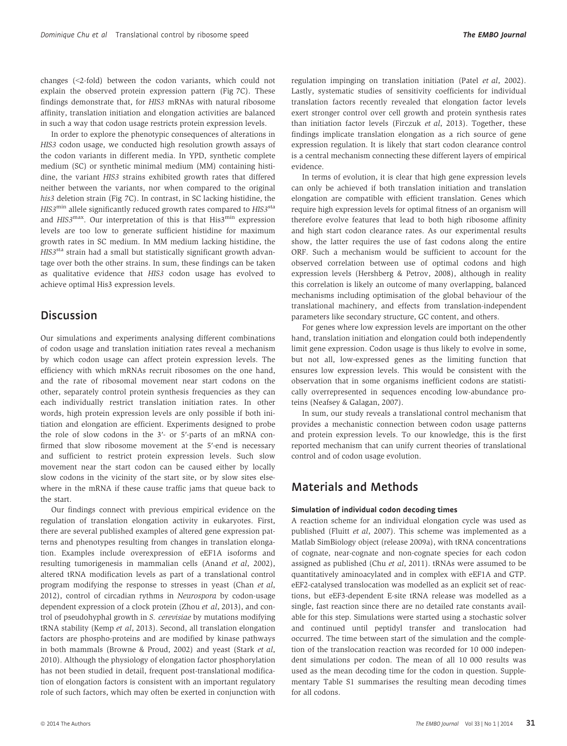changes (<2-fold) between the codon variants, which could not explain the observed protein expression pattern (Fig 7C). These findings demonstrate that, for *HIS3* mRNAs with natural ribosome affinity, translation initiation and elongation activities are balanced in such a way that codon usage restricts protein expression levels.

In order to explore the phenotypic consequences of alterations in *HIS3* codon usage, we conducted high resolution growth assays of the codon variants in different media. In YPD, synthetic complete medium (SC) or synthetic minimal medium (MM) containing histidine, the variant *HIS3* strains exhibited growth rates that differed neither between the variants, nor when compared to the original *his3* deletion strain (Fig 7C). In contrast, in SC lacking histidine, the $HIS3^{min}$ allele significantly reduced growth rates compared to $HIS3^{sta}$ and $HIS3^{max}$. Our interpretation of this is that $His3^{min}$ expression levels are too low to generate sufficient histidine for maximum growth rates in SC medium. In MM medium lacking histidine, the $HIS3^{sta}$ strain had a small but statistically significant growth advantage over both the other strains. In sum, these findings can be taken as qualitative evidence that *HIS3* codon usage has evolved to achieve optimal His3 expression levels.

## Discussion

Our simulations and experiments analysing different combinations of codon usage and translation initiation rates reveal a mechanism by which codon usage can affect protein expression levels. The efficiency with which mRNAs recruit ribosomes on the one hand, and the rate of ribosomal movement near start codons on the other, separately control protein synthesis frequencies as they can each individually restrict translation initiation rates. In other words, high protein expression levels are only possible if both initiation and elongation are efficient. Experiments designed to probe the role of slow codons in the 3′- or 5′-parts of an mRNA confirmed that slow ribosome movement at the 5′-end is necessary and sufficient to restrict protein expression levels. Such slow movement near the start codon can be caused either by locally slow codons in the vicinity of the start site, or by slow sites elsewhere in the mRNA if these cause traffic jams that queue back to the start.

Our findings connect with previous empirical evidence on the regulation of translation elongation activity in eukaryotes. First, there are several published examples of altered gene expression patterns and phenotypes resulting from changes in translation elongation. Examples include overexpression of eEF1A isoforms and resulting tumorigenesis in mammalian cells (Anand *et al*, 2002), altered tRNA modification levels as part of a translational control program modifying the response to stresses in yeast (Chan *et al*, 2012), control of circadian rythms in *Neurospora* by codon-usage dependent expression of a clock protein (Zhou *et al*, 2013), and control of pseudohyphal growth in *S. cerevisiae* by mutations modifying tRNA stability (Kemp *et al*, 2013). Second, all translation elongation factors are phospho-proteins and are modified by kinase pathways in both mammals (Browne & Proud, 2002) and yeast (Stark *et al*, 2010). Although the physiology of elongation factor phosphorylation has not been studied in detail, frequent post-translational modification of elongation factors is consistent with an important regulatory role of such factors, which may often be exerted in conjunction with regulation impinging on translation initiation (Patel *et al*, 2002). Lastly, systematic studies of sensitivity coefficients for individual translation factors recently revealed that elongation factor levels exert stronger control over cell growth and protein synthesis rates than initiation factor levels (Firczuk *et al*, 2013). Together, these findings implicate translation elongation as a rich source of gene expression regulation. It is likely that start codon clearance control is a central mechanism connecting these different layers of empirical evidence.

In terms of evolution, it is clear that high gene expression levels can only be achieved if both translation initiation and translation elongation are compatible with efficient translation. Genes which require high expression levels for optimal fitness of an organism will therefore evolve features that lead to both high ribosome affinity and high start codon clearance rates. As our experimental results show, the latter requires the use of fast codons along the entire ORF. Such a mechanism would be sufficient to account for the observed correlation between use of optimal codons and high expression levels (Hershberg & Petrov, 2008), although in reality this correlation is likely an outcome of many overlapping, balanced mechanisms including optimisation of the global behaviour of the translational machinery, and effects from translation-independent parameters like secondary structure, GC content, and others.

For genes where low expression levels are important on the other hand, translation initiation and elongation could both independently limit gene expression. Codon usage is thus likely to evolve in some, but not all, low-expressed genes as the limiting function that ensures low expression levels. This would be consistent with the observation that in some organisms inefficient codons are statistically overrepresented in sequences encoding low-abundance proteins (Neafsey & Galagan, 2007).

In sum, our study reveals a translational control mechanism that provides a mechanistic connection between codon usage patterns and protein expression levels. To our knowledge, this is the first reported mechanism that can unify current theories of translational control and of codon usage evolution.

## Materials and Methods

### Simulation of individual codon decoding times

A reaction scheme for an individual elongation cycle was used as published (Fluitt *et al*, 2007). This scheme was implemented as a Matlab SimBiology object (release 2009a), with tRNA concentrations of cognate, near-cognate and non-cognate species for each codon assigned as published (Chu *et al*, 2011). tRNAs were assumed to be quantitatively aminoacylated and in complex with eEF1A and GTP. eEF2-catalysed translocation was modelled as an explicit set of reactions, but eEF3-dependent E-site tRNA release was modelled as a single, fast reaction since there are no detailed rate constants available for this step. Simulations were started using a stochastic solver and continued until peptidyl transfer and translocation had occurred. The time between start of the simulation and the completion of the translocation reaction was recorded for 10 000 independent simulations per codon. The mean of all 10 000 results was used as the mean decoding time for the codon in question. Supplementary Table S1 summarises the resulting mean decoding times for all codons.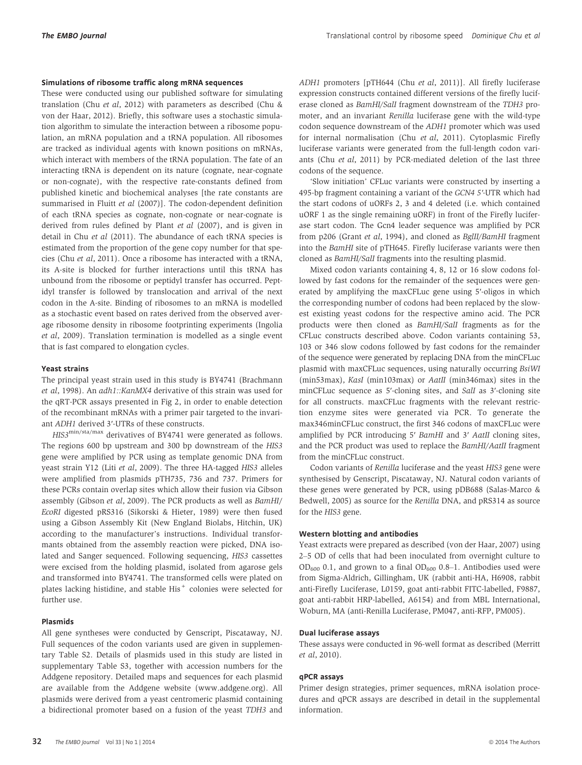#### Simulations of ribosome traffic along mRNA sequences

These were conducted using our published software for simulating translation (Chu *et al*, 2012) with parameters as described (Chu & von der Haar, 2012). Briefly, this software uses a stochastic simulation algorithm to simulate the interaction between a ribosome population, an mRNA population and a tRNA population. All ribosomes are tracked as individual agents with known positions on mRNAs, which interact with members of the tRNA population. The fate of an interacting tRNA is dependent on its nature (cognate, near-cognate or non-cognate), with the respective rate-constants defined from published kinetic and biochemical analyses [the rate constants are summarised in Fluitt *et al* (2007)]. The codon-dependent definition of each tRNA species as cognate, non-cognate or near-cognate is derived from rules defined by Plant *et al* (2007), and is given in detail in Chu *et al* (2011). The abundance of each tRNA species is estimated from the proportion of the gene copy number for that species (Chu *et al*, 2011). Once a ribosome has interacted with a tRNA, its A-site is blocked for further interactions until this tRNA has unbound from the ribosome or peptidyl transfer has occurred. Peptidyl transfer is followed by translocation and arrival of the next codon in the A-site. Binding of ribosomes to an mRNA is modelled as a stochastic event based on rates derived from the observed average ribosome density in ribosome footprinting experiments (Ingolia *et al*, 2009). Translation termination is modelled as a single event that is fast compared to elongation cycles.

#### Yeast strains

The principal yeast strain used in this study is BY4741 (Brachmann *et al*, 1998). An *adh1::KanMX4* derivative of this strain was used for the qRT-PCR assays presented in Fig 2, in order to enable detection of the recombinant mRNAs with a primer pair targeted to the invariant *ADH1* derived 3′-UTRs of these constructs.

$HIS3^{min/sta/max}$ derivatives of BY4741 were generated as follows. The regions 600 bp upstream and 300 bp downstream of the *HIS3* gene were amplified by PCR using as template genomic DNA from yeast strain Y12 (Liti *et al*, 2009). The three HA-tagged *HIS3* alleles were amplified from plasmids pTH735, 736 and 737. Primers for these PCRs contain overlap sites which allow their fusion via Gibson assembly (Gibson *et al*, 2009). The PCR products as well as *BamHI*/*EcoRI* digested pRS316 (Sikorski & Hieter, 1989) were then fused using a Gibson Assembly Kit (New England Biolabs, Hitchin, UK) according to the manufacturer's instructions. Individual transformants obtained from the assembly reaction were picked, DNA isolated and Sanger sequenced. Following sequencing, *HIS3* cassettes were excised from the holding plasmid, isolated from agarose gels and transformed into BY4741. The transformed cells were plated on plates lacking histidine, and stable $His^+$ colonies were selected for further use.

#### Plasmids

All gene syntheses were conducted by Genscript, Piscataway, NJ. Full sequences of the codon variants used are given in supplementary Table S2. Details of plasmids used in this study are listed in supplementary Table S3, together with accession numbers for the Addgene repository. Detailed maps and sequences for each plasmid are available from the Addgene website (www.addgene.org). All plasmids were derived from a yeast centromeric plasmid containing a bidirectional promoter based on a fusion of the yeast *TDH3* and *ADH1* promoters [pTH644 (Chu *et al*, 2011)]. All firefly luciferase expression constructs contained different versions of the firefly luciferase cloned as *BamHI*/*SalI* fragment downstream of the *TDH3* promoter, and an invariant *Renilla* luciferase gene with the wild-type codon sequence downstream of the *ADH1* promoter which was used for internal normalisation (Chu *et al*, 2011). Cytoplasmic Firefly luciferase variants were generated from the full-length codon variants (Chu *et al*, 2011) by PCR-mediated deletion of the last three codons of the sequence.

'Slow initiation' CFLuc variants were constructed by inserting a 495-bp fragment containing a variant of the *GCN4* 5′-UTR which had the start codons of uORFs 2, 3 and 4 deleted (i.e. which contained uORF 1 as the single remaining uORF) in front of the Firefly luciferase start codon. The Gcn4 leader sequence was amplified by PCR from p206 (Grant *et al*, 1994), and cloned as *BglII*/*BamHI* fragment into the *BamHI* site of pTH645. Firefly luciferase variants were then cloned as *BamHI*/*SalI* fragments into the resulting plasmid.

Mixed codon variants containing 4, 8, 12 or 16 slow codons followed by fast codons for the remainder of the sequences were generated by amplifying the maxCFLuc gene using 5′-oligos in which the corresponding number of codons had been replaced by the slowest existing yeast codons for the respective amino acid. The PCR products were then cloned as *BamHI*/*SalI* fragments as for the CFLuc constructs described above. Codon variants containing 53, 103 or 346 slow codons followed by fast codons for the remainder of the sequence were generated by replacing DNA from the minCFLuc plasmid with maxCFLuc sequences, using naturally occurring *BsiWI* (min53max), *KasI* (min103max) or *AatII* (min346max) sites in the minCFLuc sequence as 5′-cloning sites, and *SalI* as 3′-cloning site for all constructs. maxCFLuc fragments with the relevant restriction enzyme sites were generated via PCR. To generate the max346minCFLuc construct, the first 346 codons of maxCFLuc were amplified by PCR introducing 5′ *BamHI* and 3′ *AatII* cloning sites, and the PCR product was used to replace the *BamHI*/*AatII* fragment from the minCFLuc construct.

Codon variants of *Renilla* luciferase and the yeast *HIS3* gene were synthesised by Genscript, Piscataway, NJ. Natural codon variants of these genes were generated by PCR, using pDB688 (Salas-Marco & Bedwell, 2005) as source for the *Renilla* DNA, and pRS314 as source for the *HIS3* gene.

#### Western blotting and antibodies

Yeast extracts were prepared as described (von der Haar, 2007) using 2–5 OD of cells that had been inoculated from overnight culture to $OD_{600}$ 0.1, and grown to a final $OD_{600}$ 0.8–1. Antibodies used were from Sigma-Aldrich, Gillingham, UK (rabbit anti-HA, H6908, rabbit anti-Firefly Luciferase, L0159, goat anti-rabbit FITC-labelled, F9887, goat anti-rabbit HRP-labelled, A6154) and from MBL International, Woburn, MA (anti-Renilla Luciferase, PM047, anti-RFP, PM005).

#### Dual luciferase assays

These assays were conducted in 96-well format as described (Merritt *et al*, 2010).

#### qPCR assays

Primer design strategies, primer sequences, mRNA isolation procedures and qPCR assays are described in detail in the supplemental information.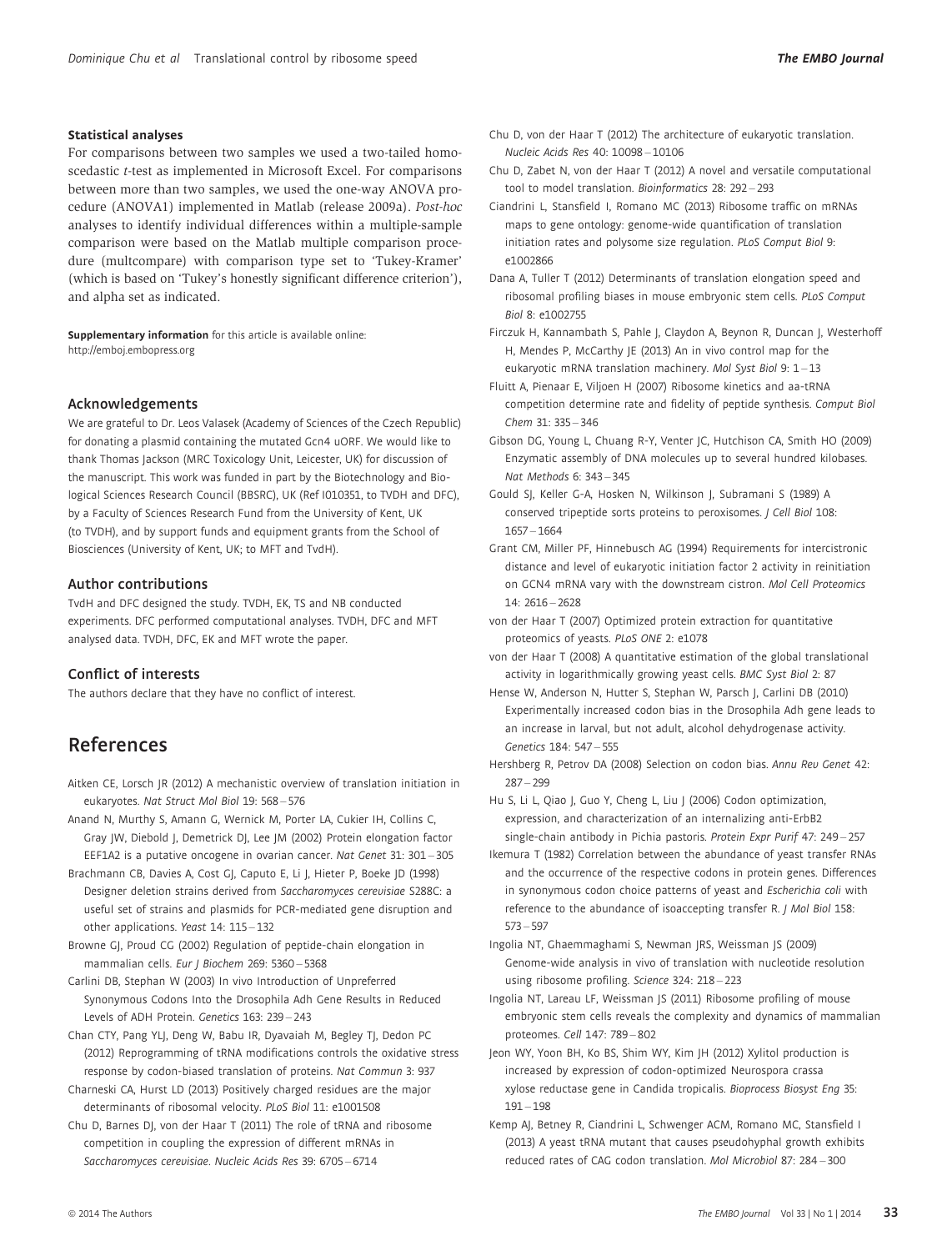#### Statistical analyses

For comparisons between two samples we used a two-tailed homoscedastic *t*-test as implemented in Microsoft Excel. For comparisons between more than two samples, we used the one-way ANOVA procedure (ANOVA1) implemented in Matlab (release 2009a). *Post-hoc* analyses to identify individual differences within a multiple-sample comparison were based on the Matlab multiple comparison procedure (multcompare) with comparison type set to 'Tukey-Kramer' (which is based on 'Tukey's honestly significant difference criterion'), and alpha set as indicated.

**Supplementary information** for this article is available online: http://emboj.embopress.org

### Acknowledgements

We are grateful to Dr. Leos Valasek (Academy of Sciences of the Czech Republic) for donating a plasmid containing the mutated Gcn4 uORF. We would like to thank Thomas Jackson (MRC Toxicology Unit, Leicester, UK) for discussion of the manuscript. This work was funded in part by the Biotechnology and Biological Sciences Research Council (BBSRC), UK (Ref I010351, to TVDH and DFC), by a Faculty of Sciences Research Fund from the University of Kent, UK (to TVDH), and by support funds and equipment grants from the School of Biosciences (University of Kent, UK; to MFT and TvdH).

### Author contributions

TvdH and DFC designed the study. TVDH, EK, TS and NB conducted experiments. DFC performed computational analyses. TVDH, DFC and MFT analysed data. TVDH, DFC, EK and MFT wrote the paper.

### Conflict of interests

The authors declare that they have no conflict of interest.

## References

Aitken CE, Lorsch JR (2012) A mechanistic overview of translation initiation in eukaryotes. *Nat Struct Mol Biol* 19: 568–576

Anand N, Murthy S, Amann G, Wernick M, Porter LA, Cukier IH, Collins C, Gray JW, Diebold J, Demetrick DJ, Lee JM (2002) Protein elongation factor EEF1A2 is a putative oncogene in ovarian cancer. *Nat Genet* 31: 301–305

Brachmann CB, Davies A, Cost GJ, Caputo E, Li J, Hieter P, Boeke JD (1998) Designer deletion strains derived from *Saccharomyces cerevisiae* S288C: a useful set of strains and plasmids for PCR-mediated gene disruption and other applications. *Yeast* 14: 115–132

Browne GJ, Proud CG (2002) Regulation of peptide-chain elongation in mammalian cells. *Eur J Biochem* 269: 5360–5368

Carlini DB, Stephan W (2003) In vivo Introduction of Unpreferred Synonymous Codons Into the Drosophila Adh Gene Results in Reduced Levels of ADH Protein. *Genetics* 163: 239–243

Chan CTY, Pang YLJ, Deng W, Babu IR, Dyavaiah M, Begley TJ, Dedon PC (2012) Reprogramming of tRNA modifications controls the oxidative stress response by codon-biased translation of proteins. *Nat Commun* 3: 937

Charneski CA, Hurst LD (2013) Positively charged residues are the major determinants of ribosomal velocity. *PLoS Biol* 11: e1001508

Chu D, Barnes DJ, von der Haar T (2011) The role of tRNA and ribosome competition in coupling the expression of different mRNAs in *Saccharomyces cerevisiae*. *Nucleic Acids Res* 39: 6705–6714

Chu D, von der Haar T (2012) The architecture of eukaryotic translation. *Nucleic Acids Res* 40: 10098–10106

Chu D, Zabet N, von der Haar T (2012) A novel and versatile computational tool to model translation. *Bioinformatics* 28: 292–293

Ciandrini L, Stansfield I, Romano MC (2013) Ribosome traffic on mRNAs maps to gene ontology: genome-wide quantification of translation initiation rates and polysome size regulation. *PLoS Comput Biol* 9: e1002866

Dana A, Tuller T (2012) Determinants of translation elongation speed and ribosomal profiling biases in mouse embryonic stem cells. *PLoS Comput Biol* 8: e1002755

Firczuk H, Kannambath S, Pahle J, Claydon A, Beynon R, Duncan J, Westerhoff H, Mendes P, McCarthy JE (2013) An in vivo control map for the eukaryotic mRNA translation machinery. *Mol Syst Biol* 9: 1–13

Fluitt A, Pienaar E, Viljoen H (2007) Ribosome kinetics and aa-tRNA competition determine rate and fidelity of peptide synthesis. *Comput Biol Chem* 31: 335–346

Gibson DG, Young L, Chuang R-Y, Venter JC, Hutchison CA, Smith HO (2009) Enzymatic assembly of DNA molecules up to several hundred kilobases. *Nat Methods* 6: 343–345

Gould SJ, Keller G-A, Hosken N, Wilkinson J, Subramani S (1989) A conserved tripeptide sorts proteins to peroxisomes. *J Cell Biol* 108: 1657–1664

Grant CM, Miller PF, Hinnebusch AG (1994) Requirements for intercistronic distance and level of eukaryotic initiation factor 2 activity in reinitiation on GCN4 mRNA vary with the downstream cistron. *Mol Cell Proteomics* 14: 2616–2628

von der Haar T (2007) Optimized protein extraction for quantitative proteomics of yeasts. *PLoS ONE* 2: e1078

von der Haar T (2008) A quantitative estimation of the global translational activity in logarithmically growing yeast cells. *BMC Syst Biol* 2: 87

Hense W, Anderson N, Hutter S, Stephan W, Parsch J, Carlini DB (2010) Experimentally increased codon bias in the Drosophila Adh gene leads to an increase in larval, but not adult, alcohol dehydrogenase activity. *Genetics* 184: 547–555

Hershberg R, Petrov DA (2008) Selection on codon bias. *Annu Rev Genet* 42: 287–299

Hu S, Li L, Qiao J, Guo Y, Cheng L, Liu J (2006) Codon optimization, expression, and characterization of an internalizing anti-ErbB2 single-chain antibody in Pichia pastoris. *Protein Expr Purif* 47: 249–257

Ikemura T (1982) Correlation between the abundance of yeast transfer RNAs and the occurrence of the respective codons in protein genes. Differences in synonymous codon choice patterns of yeast and *Escherichia coli* with reference to the abundance of isoaccepting transfer R. *J Mol Biol* 158: 573–597

Ingolia NT, Ghaemmaghami S, Newman JRS, Weissman JS (2009) Genome-wide analysis in vivo of translation with nucleotide resolution using ribosome profiling. *Science* 324: 218–223

Ingolia NT, Lareau LF, Weissman JS (2011) Ribosome profiling of mouse embryonic stem cells reveals the complexity and dynamics of mammalian proteomes. *Cell* 147: 789–802

Jeon WY, Yoon BH, Ko BS, Shim WY, Kim JH (2012) Xylitol production is increased by expression of codon-optimized Neurospora crassa xylose reductase gene in Candida tropicalis. *Bioprocess Biosyst Eng* 35: 191–198

Kemp AJ, Betney R, Ciandrini L, Schwenger ACM, Romano MC, Stansfield I (2013) A yeast tRNA mutant that causes pseudohyphal growth exhibits reduced rates of CAG codon translation. *Mol Microbiol* 87: 284–300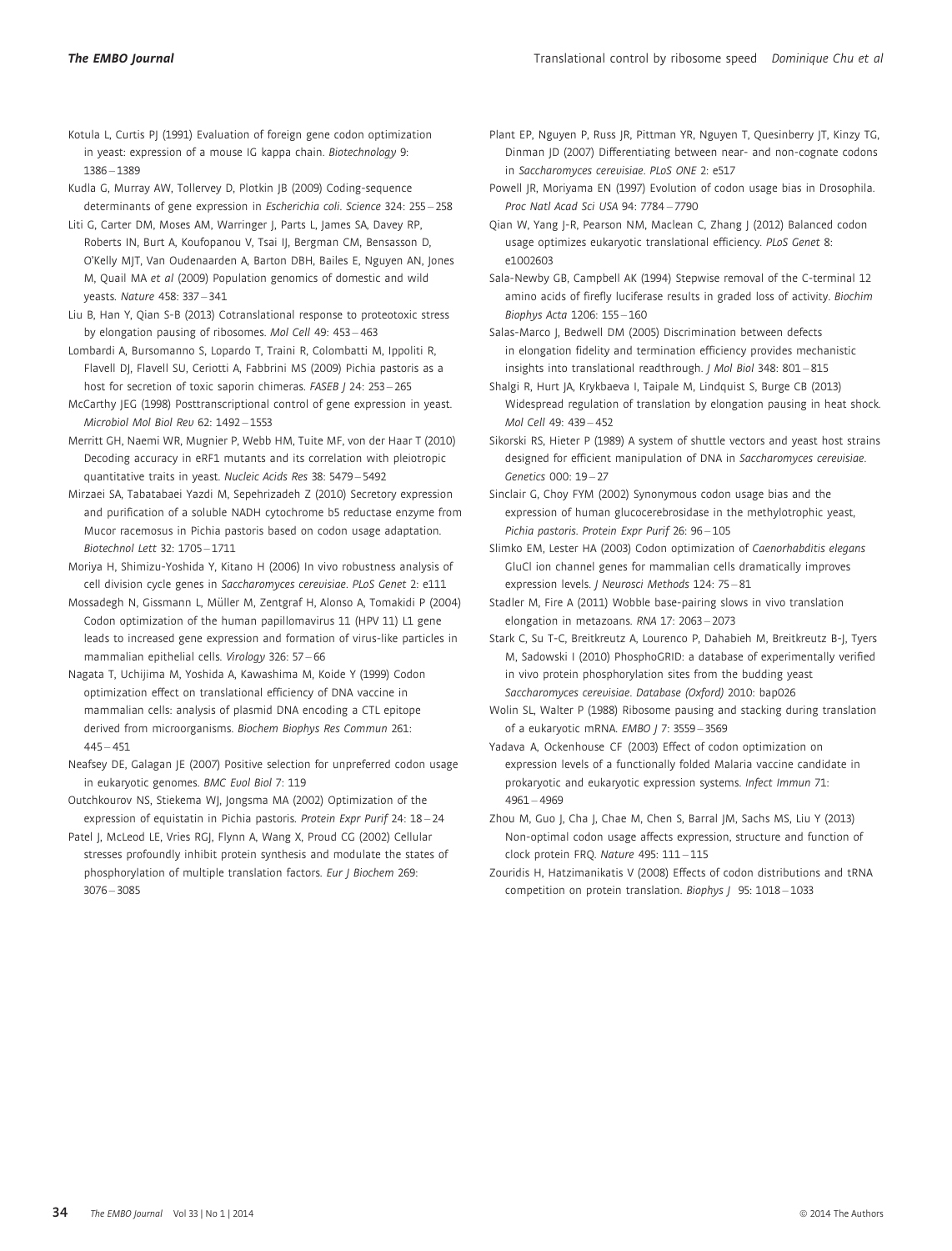Kotula L, Curtis PJ (1991) Evaluation of foreign gene codon optimization in yeast: expression of a mouse IG kappa chain. *Biotechnology* 9: 1386 – 1389

Kudla G, Murray AW, Tollervey D, Plotkin JB (2009) Coding-sequence determinants of gene expression in *Escherichia coli*. *Science* 324: 255 – 258

Liti G, Carter DM, Moses AM, Warringer J, Parts L, James SA, Davey RP, Roberts IN, Burt A, Koufopanou V, Tsai IJ, Bergman CM, Bensasson D, O'Kelly MJT, Van Oudenaarden A, Barton DBH, Bailes E, Nguyen AN, Jones M, Quail MA *et al* (2009) Population genomics of domestic and wild yeasts. *Nature* 458: 337 – 341

Liu B, Han Y, Qian S-B (2013) Cotranslational response to proteotoxic stress by elongation pausing of ribosomes. *Mol Cell* 49: 453 – 463

Lombardi A, Bursomanno S, Lopardo T, Traini R, Colombatti M, Ippoliti R, Flavell DJ, Flavell SU, Ceriotti A, Fabbrini MS (2009) Pichia pastoris as a host for secretion of toxic saporin chimeras. *FASEB J* 24: 253 – 265

McCarthy JEG (1998) Posttranscriptional control of gene expression in yeast. *Microbiol Mol Biol Rev* 62: 1492 – 1553

Merritt GH, Naemi WR, Mugnier P, Webb HM, Tuite MF, von der Haar T (2010) Decoding accuracy in eRF1 mutants and its correlation with pleiotropic quantitative traits in yeast. *Nucleic Acids Res* 38: 5479 – 5492

Mirzaei SA, Tabatabaei Yazdi M, Sepehrizadeh Z (2010) Secretory expression and purification of a soluble NADH cytochrome b5 reductase enzyme from Mucor racemosus in Pichia pastoris based on codon usage adaptation. *Biotechnol Lett* 32: 1705 – 1711

Moriya H, Shimizu-Yoshida Y, Kitano H (2006) In vivo robustness analysis of cell division cycle genes in *Saccharomyces cerevisiae*. *PLoS Genet* 2: e111

Mossadegh N, Gissmann L, Müller M, Zentgraf H, Alonso A, Tomakidi P (2004) Codon optimization of the human papillomavirus 11 (HPV 11) L1 gene leads to increased gene expression and formation of virus-like particles in mammalian epithelial cells. *Virology* 326: 57 – 66

Nagata T, Uchijima M, Yoshida A, Kawashima M, Koide Y (1999) Codon optimization effect on translational efficiency of DNA vaccine in mammalian cells: analysis of plasmid DNA encoding a CTL epitope derived from microorganisms. *Biochem Biophys Res Commun* 261: 445 – 451

Neafsey DE, Galagan JE (2007) Positive selection for unpreferred codon usage in eukaryotic genomes. *BMC Evol Biol* 7: 119

Outchkourov NS, Stiekema WJ, Jongsma MA (2002) Optimization of the expression of equistatin in Pichia pastoris. *Protein Expr Purif* 24: 18 – 24

Patel J, McLeod LE, Vries RGJ, Flynn A, Wang X, Proud CG (2002) Cellular stresses profoundly inhibit protein synthesis and modulate the states of phosphorylation of multiple translation factors. *Eur J Biochem* 269: 3076 – 3085

Plant EP, Nguyen P, Russ JR, Pittman YR, Nguyen T, Quesinberry JT, Kinzy TG, Dinman JD (2007) Differentiating between near- and non-cognate codons in *Saccharomyces cerevisiae*. *PLoS ONE* 2: e517

Powell JR, Moriyama EN (1997) Evolution of codon usage bias in Drosophila. *Proc Natl Acad Sci USA* 94: 7784 – 7790

Qian W, Yang J-R, Pearson NM, Maclean C, Zhang J (2012) Balanced codon usage optimizes eukaryotic translational efficiency. *PLoS Genet* 8: e1002603

Sala-Newby GB, Campbell AK (1994) Stepwise removal of the C-terminal 12 amino acids of firefly luciferase results in graded loss of activity. *Biochim Biophys Acta* 1206: 155 – 160

Salas-Marco J, Bedwell DM (2005) Discrimination between defects in elongation fidelity and termination efficiency provides mechanistic insights into translational readthrough. *J Mol Biol* 348: 801 – 815

Shalgi R, Hurt JA, Krykbaeva I, Taipale M, Lindquist S, Burge CB (2013) Widespread regulation of translation by elongation pausing in heat shock. *Mol Cell* 49: 439 – 452

Sikorski RS, Hieter P (1989) A system of shuttle vectors and yeast host strains designed for efficient manipulation of DNA in *Saccharomyces cerevisiae*. *Genetics* 000: 19 – 27

Sinclair G, Choy FYM (2002) Synonymous codon usage bias and the expression of human glucocerebrosidase in the methylotrophic yeast, *Pichia pastoris*. *Protein Expr Purif* 26: 96 – 105

Slimko EM, Lester HA (2003) Codon optimization of *Caenorhabditis elegans* GluCl ion channel genes for mammalian cells dramatically improves expression levels. *J Neurosci Methods* 124: 75 – 81

Stadler M, Fire A (2011) Wobble base-pairing slows in vivo translation elongation in metazoans. *RNA* 17: 2063 – 2073

Stark C, Su T-C, Breitkreutz A, Lourenco P, Dahabieh M, Breitkreutz B-J, Tyers M, Sadowski I (2010) PhosphoGRID: a database of experimentally verified in vivo protein phosphorylation sites from the budding yeast *Saccharomyces cerevisiae*. *Database (Oxford)* 2010: bap026

Wolin SL, Walter P (1988) Ribosome pausing and stacking during translation of a eukaryotic mRNA. *EMBO J* 7: 3559 – 3569

Yadava A, Ockenhouse CF (2003) Effect of codon optimization on expression levels of a functionally folded Malaria vaccine candidate in prokaryotic and eukaryotic expression systems. *Infect Immun* 71: 4961 – 4969

Zhou M, Guo J, Cha J, Chae M, Chen S, Barral JM, Sachs MS, Liu Y (2013) Non-optimal codon usage affects expression, structure and function of clock protein FRQ. *Nature* 495: 111 – 115

Zouridis H, Hatzimanikatis V (2008) Effects of codon distributions and tRNA competition on protein translation. *Biophys J* 95: 1018 – 1033